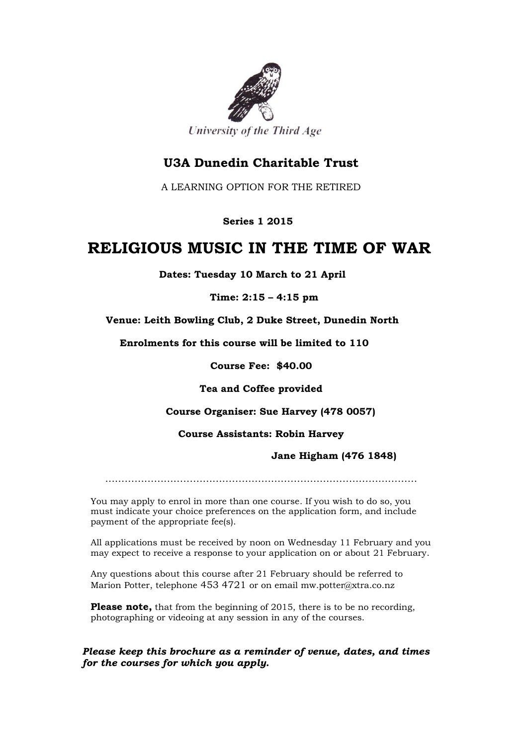University of the Third Age

## U3A Dunedin Charitable Trust

A LEARNING OPTION FOR THE RETIRED

**Series 1 2015**

# RELIGIOUS MUSIC IN THE TIME OF WAR

**Dates: Tuesday 10 March to 21 April**

**Time: 2:15 – 4:15 pm**

**Venue: Leith Bowling Club, 2 Duke Street, Dunedin North**

**Enrolments for this course will be limited to 110**

**Course Fee: $40.00**

**Tea and Coffee provided**

**Course Organiser: Sue Harvey (478 0057)**

**Course Assistants: Robin Harvey**

**Jane Higham (476 1848)**

.............................................................................................

You may apply to enrol in more than one course. If you wish to do so, you must indicate your choice preferences on the application form, and include payment of the appropriate fee(s).

All applications must be received by noon on Wednesday 11 February and you may expect to receive a response to your application on or about 21 February.

Any questions about this course after 21 February should be referred to Marion Potter, telephone 453 4721 or on email mw.potter@xtra.co.nz

**Please note,** that from the beginning of 2015, there is to be no recording, photographing or videoing at any session in any of the courses.

***Please keep this brochure as a reminder of venue, dates, and times for the courses for which you apply.***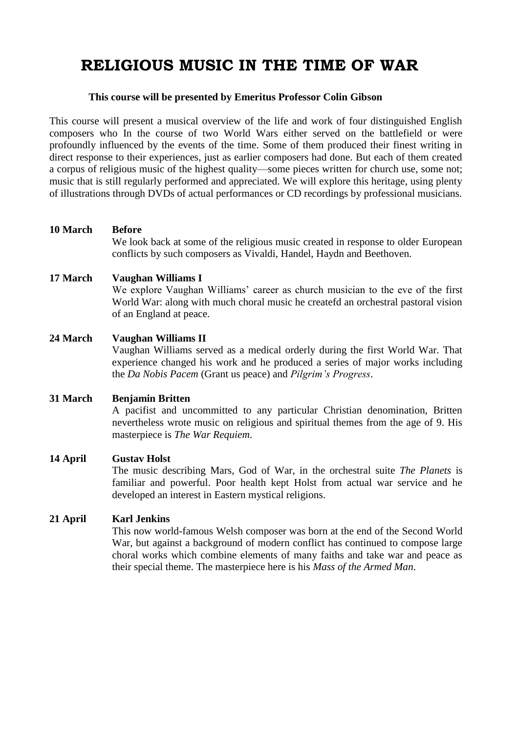# RELIGIOUS MUSIC IN THE TIME OF WAR

**This course will be presented by Emeritus Professor Colin Gibson**

This course will present a musical overview of the life and work of four distinguished English composers who In the course of two World Wars either served on the battlefield or were profoundly influenced by the events of the time. Some of them produced their finest writing in direct response to their experiences, just as earlier composers had done. But each of them created a corpus of religious music of the highest quality—some pieces written for church use, some not; music that is still regularly performed and appreciated. We will explore this heritage, using plenty of illustrations through DVDs of actual performances or CD recordings by professional musicians.

**10 March** **Before**
We look back at some of the religious music created in response to older European conflicts by such composers as Vivaldi, Handel, Haydn and Beethoven.

**17 March** **Vaughan Williams I**
We explore Vaughan Williams' career as church musician to the eve of the first World War: along with much choral music he createfd an orchestral pastoral vision of an England at peace.

**24 March** **Vaughan Williams II**
Vaughan Williams served as a medical orderly during the first World War. That experience changed his work and he produced a series of major works including the *Da Nobis Pacem* (Grant us peace) and *Pilgrim's Progress*.

**31 March** **Benjamin Britten**
A pacifist and uncommitted to any particular Christian denomination, Britten nevertheless wrote music on religious and spiritual themes from the age of 9. His masterpiece is *The War Requiem*.

**14 April** **Gustav Holst**
The music describing Mars, God of War, in the orchestral suite *The Planets* is familiar and powerful. Poor health kept Holst from actual war service and he developed an interest in Eastern mystical religions.

**21 April** **Karl Jenkins**
This now world-famous Welsh composer was born at the end of the Second World War, but against a background of modern conflict has continued to compose large choral works which combine elements of many faiths and take war and peace as their special theme. The masterpiece here is his *Mass of the Armed Man*.